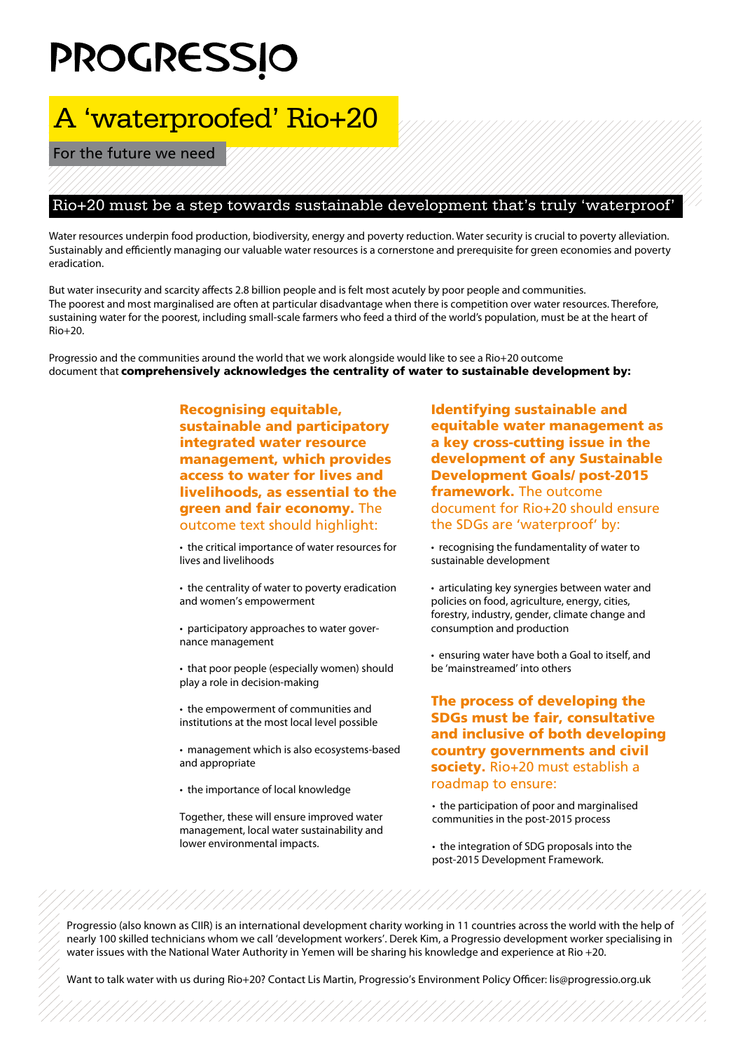# PROGRESSIO

# A 'waterproofed' Rio+20

For the future we need

## Rio+20 must be a step towards sustainable development that's truly 'waterproof'

Water resources underpin food production, biodiversity, energy and poverty reduction. Water security is crucial to poverty alleviation. Sustainably and efficiently managing our valuable water resources is a cornerstone and prerequisite for green economies and poverty eradication.

But water insecurity and scarcity affects 2.8 billion people and is felt most acutely by poor people and communities. The poorest and most marginalised are often at particular disadvantage when there is competition over water resources. Therefore, sustaining water for the poorest, including small-scale farmers who feed a third of the world's population, must be at the heart of Rio+20.

Progressio and the communities around the world that we work alongside would like to see a Rio+20 outcome document that **comprehensively acknowledges the centrality of water to sustainable development by:**

**Recognising equitable, sustainable and participatory integrated water resource management, which provides access to water for lives and livelihoods, as essential to the green and fair economy.** The outcome text should highlight:

- the critical importance of water resources for lives and livelihoods
- the centrality of water to poverty eradication and women's empowerment
- participatory approaches to water governance management
- that poor people (especially women) should play a role in decision-making
- the empowerment of communities and institutions at the most local level possible
- management which is also ecosystems-based and appropriate
- the importance of local knowledge

Together, these will ensure improved water management, local water sustainability and lower environmental impacts.

**Identifying sustainable and equitable water management as a key cross-cutting issue in the development of any Sustainable Development Goals/ post-2015 framework.** The outcome document for Rio+20 should ensure the SDGs are 'waterproof' by:

- recognising the fundamentality of water to sustainable development
- articulating key synergies between water and policies on food, agriculture, energy, cities, forestry, industry, gender, climate change and consumption and production
- ensuring water have both a Goal to itself, and be 'mainstreamed' into others

**The process of developing the SDGs must be fair, consultative and inclusive of both developing country governments and civil society.** Rio+20 must establish a roadmap to ensure:

- the participation of poor and marginalised communities in the post-2015 process
- the integration of SDG proposals into the post-2015 Development Framework.

Progressio (also known as CIIR) is an international development charity working in 11 countries across the world with the help of nearly 100 skilled technicians whom we call 'development workers'. Derek Kim, a Progressio development worker specialising in water issues with the National Water Authority in Yemen will be sharing his knowledge and experience at Rio +20.

Want to talk water with us during Rio+20? Contact Lis Martin, Progressio's Environment Policy Officer: lis@progressio.org.uk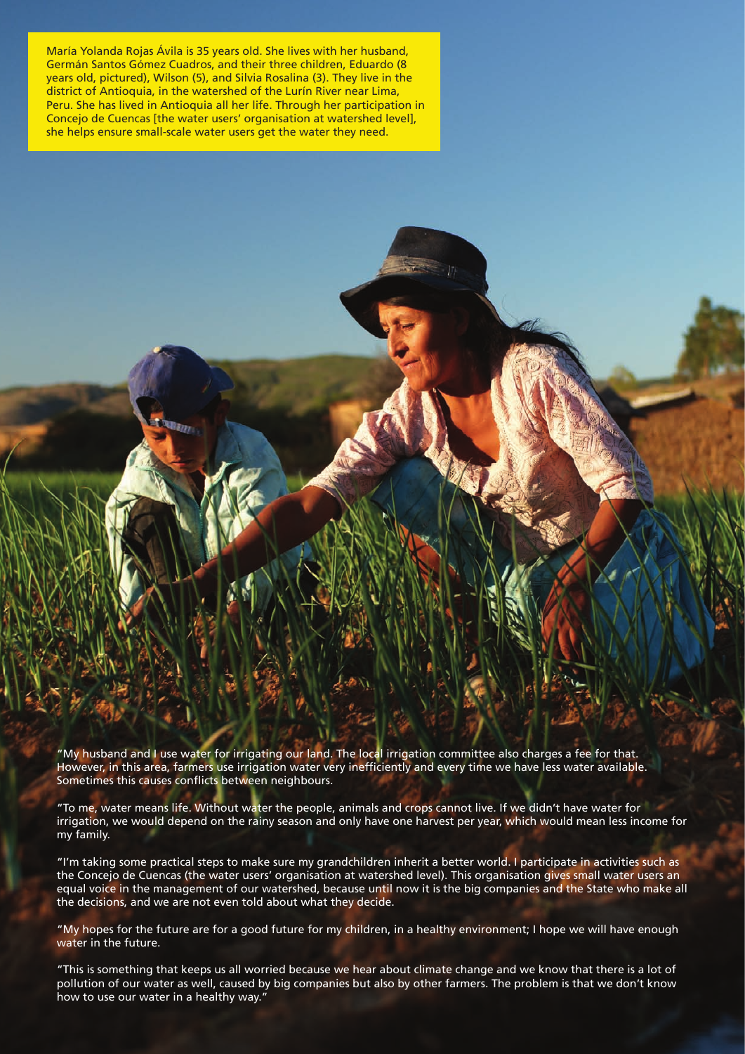María Yolanda Rojas Ávila is 35 years old. She lives with her husband, Germán Santos Gómez Cuadros, and their three children, Eduardo (8 years old, pictured), Wilson (5), and Silvia Rosalina (3). They live in the district of Antioquia, in the watershed of the Lurín River near Lima, Peru. She has lived in Antioquia all her life. Through her participation in Concejo de Cuencas [the water users' organisation at watershed level], she helps ensure small-scale water users get the water they need.

"My husband and I use water for irrigating our land. The local irrigation committee also charges a fee for that. However, in this area, farmers use irrigation water very inefficiently and every time we have less water available. Sometimes this causes conflicts between neighbours.

"To me, water means life. Without water the people, animals and crops cannot live. If we didn't have water for irrigation, we would depend on the rainy season and only have one harvest per year, which would mean less income for my family.

"I'm taking some practical steps to make sure my grandchildren inherit a better world. I participate in activities such as the Concejo de Cuencas (the water users' organisation at watershed level). This organisation gives small water users an equal voice in the management of our watershed, because until now it is the big companies and the State who make all the decisions, and we are not even told about what they decide.

"My hopes for the future are for a good future for my children, in a healthy environment; I hope we will have enough water in the future.

"This is something that keeps us all worried because we hear about climate change and we know that there is a lot of pollution of our water as well, caused by big companies but also by other farmers. The problem is that we don't know how to use our water in a healthy way."